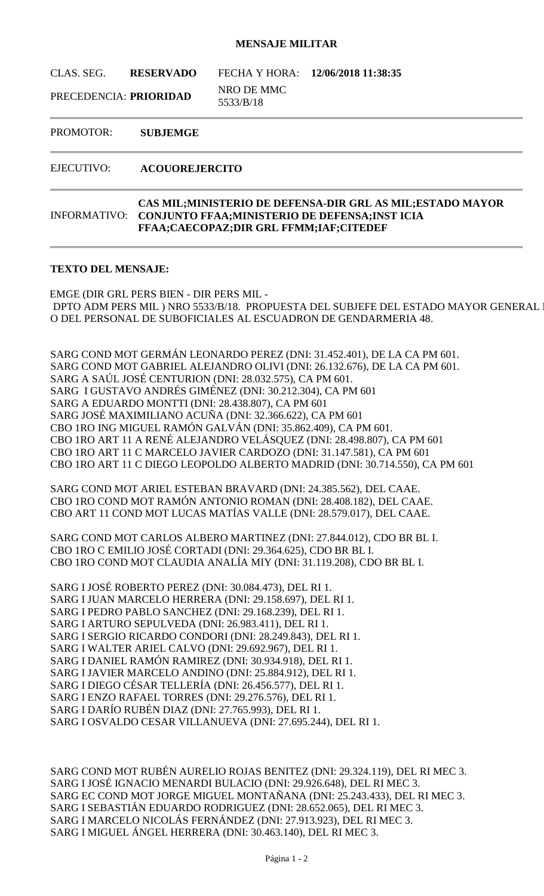**MENSAJE MILITAR**

| | | | |
|---|---|---|---|
| CLAS. SEG. | **RESERVADO** | FECHA Y HORA: | **12/06/2018 11:38:35** |
| PRECEDENCIA: **PRIORIDAD** | | NRO DE MMC 5533/B/18 | |

PROMOTOR: **SUBJEMGE**

EJECUTIVO: **ACOUOREJERCITO**

INFORMATIVO: **CAS MIL;MINISTERIO DE DEFENSA-DIR GRL AS MIL;ESTADO MAYOR CONJUNTO FFAA;MINISTERIO DE DEFENSA;INST ICIA FFAA;CAECOPAZ;DIR GRL FFMM;IAF;CITEDEF**

**TEXTO DEL MENSAJE:**

EMGE (DIR GRL PERS BIEN - DIR PERS MIL - DPTO ADM PERS MIL ) NRO 5533/B/18. PROPUESTA DEL SUBJEFE DEL ESTADO MAYOR GENERAL I O DEL PERSONAL DE SUBOFICIALES AL ESCUADRON DE GENDARMERIA 48.

SARG COND MOT GERMÁN LEONARDO PEREZ (DNI: 31.452.401), DE LA CA PM 601.
SARG COND MOT GABRIEL ALEJANDRO OLIVI (DNI: 26.132.676), DE LA CA PM 601.
SARG A SAÚL JOSÉ CENTURION (DNI: 28.032.575), CA PM 601.
SARG I GUSTAVO ANDRÉS GIMÉNEZ (DNI: 30.212.304), CA PM 601
SARG A EDUARDO MONTTI (DNI: 28.438.807), CA PM 601
SARG JOSÉ MAXIMILIANO ACUÑA (DNI: 32.366.622), CA PM 601
CBO 1RO ING MIGUEL RAMÓN GALVÁN (DNI: 35.862.409), CA PM 601.
CBO 1RO ART 11 A RENÉ ALEJANDRO VELÁSQUEZ (DNI: 28.498.807), CA PM 601
CBO 1RO ART 11 C MARCELO JAVIER CARDOZO (DNI: 31.147.581), CA PM 601
CBO 1RO ART 11 C DIEGO LEOPOLDO ALBERTO MADRID (DNI: 30.714.550), CA PM 601

SARG COND MOT ARIEL ESTEBAN BRAVARD (DNI: 24.385.562), DEL CAAE.
CBO 1RO COND MOT RAMÓN ANTONIO ROMAN (DNI: 28.408.182), DEL CAAE.
CBO ART 11 COND MOT LUCAS MATÍAS VALLE (DNI: 28.579.017), DEL CAAE.

SARG COND MOT CARLOS ALBERO MARTINEZ (DNI: 27.844.012), CDO BR BL I.
CBO 1RO C EMILIO JOSÉ CORTADI (DNI: 29.364.625), CDO BR BL I.
CBO 1RO COND MOT CLAUDIA ANALÍA MIY (DNI: 31.119.208), CDO BR BL I.

SARG I JOSÉ ROBERTO PEREZ (DNI: 30.084.473), DEL RI 1.
SARG I JUAN MARCELO HERRERA (DNI: 29.158.697), DEL RI 1.
SARG I PEDRO PABLO SANCHEZ (DNI: 29.168.239), DEL RI 1.
SARG I ARTURO SEPULVEDA (DNI: 26.983.411), DEL RI 1.
SARG I SERGIO RICARDO CONDORI (DNI: 28.249.843), DEL RI 1.
SARG I WALTER ARIEL CALVO (DNI: 29.692.967), DEL RI 1.
SARG I DANIEL RAMÓN RAMIREZ (DNI: 30.934.918), DEL RI 1.
SARG I JAVIER MARCELO ANDINO (DNI: 25.884.912), DEL RI 1.
SARG I DIEGO CÉSAR TELLERÍA (DNI: 26.456.577), DEL RI 1.
SARG I ENZO RAFAEL TORRES (DNI: 29.276.576), DEL RI 1.
SARG I DARÍO RUBÉN DIAZ (DNI: 27.765.993), DEL RI 1.
SARG I OSVALDO CESAR VILLANUEVA (DNI: 27.695.244), DEL RI 1.

SARG COND MOT RUBÉN AURELIO ROJAS BENITEZ (DNI: 29.324.119), DEL RI MEC 3.
SARG I JOSÉ IGNACIO MENARDI BULACIO (DNI: 29.926.648), DEL RI MEC 3.
SARG EC COND MOT JORGE MIGUEL MONTAÑANA (DNI: 25.243.433), DEL RI MEC 3.
SARG I SEBASTIÁN EDUARDO RODRIGUEZ (DNI: 28.652.065), DEL RI MEC 3.
SARG I MARCELO NICOLÁS FERNÁNDEZ (DNI: 27.913.923), DEL RI MEC 3.
SARG I MIGUEL ÁNGEL HERRERA (DNI: 30.463.140), DEL RI MEC 3.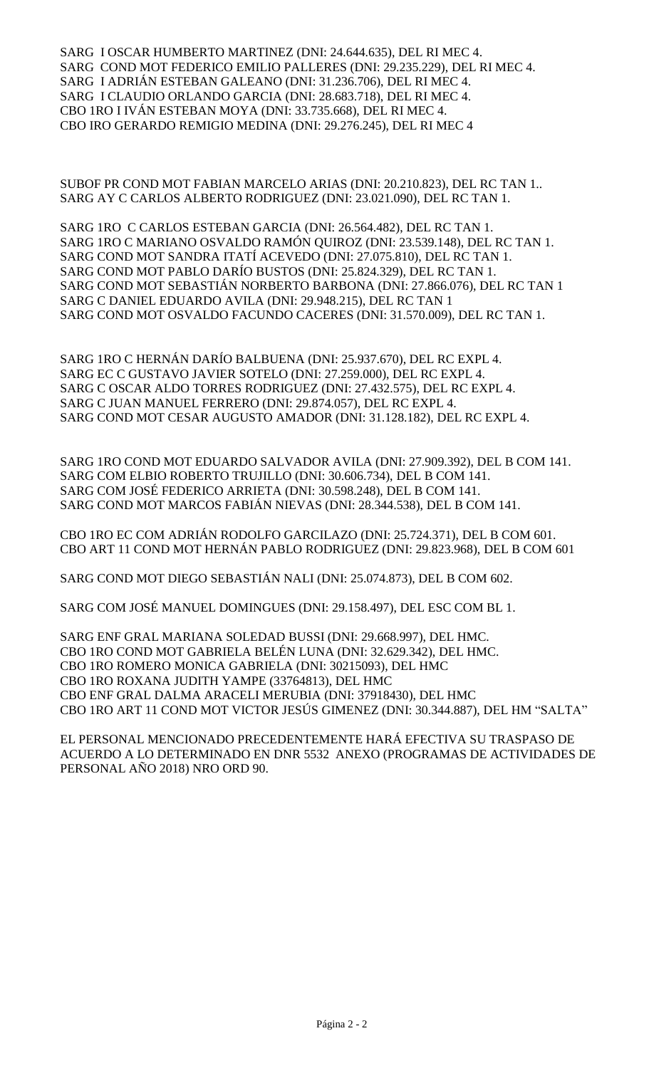SARG I OSCAR HUMBERTO MARTINEZ (DNI: 24.644.635), DEL RI MEC 4.
SARG COND MOT FEDERICO EMILIO PALLERES (DNI: 29.235.229), DEL RI MEC 4.
SARG I ADRIÁN ESTEBAN GALEANO (DNI: 31.236.706), DEL RI MEC 4.
SARG I CLAUDIO ORLANDO GARCIA (DNI: 28.683.718), DEL RI MEC 4.
CBO 1RO I IVÁN ESTEBAN MOYA (DNI: 33.735.668), DEL RI MEC 4.
CBO IRO GERARDO REMIGIO MEDINA (DNI: 29.276.245), DEL RI MEC 4

SUBOF PR COND MOT FABIAN MARCELO ARIAS (DNI: 20.210.823), DEL RC TAN 1..
SARG AY C CARLOS ALBERTO RODRIGUEZ (DNI: 23.021.090), DEL RC TAN 1.

SARG 1RO C CARLOS ESTEBAN GARCIA (DNI: 26.564.482), DEL RC TAN 1.
SARG 1RO C MARIANO OSVALDO RAMÓN QUIROZ (DNI: 23.539.148), DEL RC TAN 1.
SARG COND MOT SANDRA ITATÍ ACEVEDO (DNI: 27.075.810), DEL RC TAN 1.
SARG COND MOT PABLO DARÍO BUSTOS (DNI: 25.824.329), DEL RC TAN 1.
SARG COND MOT SEBASTIÁN NORBERTO BARBONA (DNI: 27.866.076), DEL RC TAN 1
SARG C DANIEL EDUARDO AVILA (DNI: 29.948.215), DEL RC TAN 1
SARG COND MOT OSVALDO FACUNDO CACERES (DNI: 31.570.009), DEL RC TAN 1.

SARG 1RO C HERNÁN DARÍO BALBUENA (DNI: 25.937.670), DEL RC EXPL 4.
SARG EC C GUSTAVO JAVIER SOTELO (DNI: 27.259.000), DEL RC EXPL 4.
SARG C OSCAR ALDO TORRES RODRIGUEZ (DNI: 27.432.575), DEL RC EXPL 4.
SARG C JUAN MANUEL FERRERO (DNI: 29.874.057), DEL RC EXPL 4.
SARG COND MOT CESAR AUGUSTO AMADOR (DNI: 31.128.182), DEL RC EXPL 4.

SARG 1RO COND MOT EDUARDO SALVADOR AVILA (DNI: 27.909.392), DEL B COM 141.
SARG COM ELBIO ROBERTO TRUJILLO (DNI: 30.606.734), DEL B COM 141.
SARG COM JOSÉ FEDERICO ARRIETA (DNI: 30.598.248), DEL B COM 141.
SARG COND MOT MARCOS FABIÁN NIEVAS (DNI: 28.344.538), DEL B COM 141.

CBO 1RO EC COM ADRIÁN RODOLFO GARCILAZO (DNI: 25.724.371), DEL B COM 601.
CBO ART 11 COND MOT HERNÁN PABLO RODRIGUEZ (DNI: 29.823.968), DEL B COM 601

SARG COND MOT DIEGO SEBASTIÁN NALI (DNI: 25.074.873), DEL B COM 602.

SARG COM JOSÉ MANUEL DOMINGUES (DNI: 29.158.497), DEL ESC COM BL 1.

SARG ENF GRAL MARIANA SOLEDAD BUSSI (DNI: 29.668.997), DEL HMC.
CBO 1RO COND MOT GABRIELA BELÉN LUNA (DNI: 32.629.342), DEL HMC.
CBO 1RO ROMERO MONICA GABRIELA (DNI: 30215093), DEL HMC
CBO 1RO ROXANA JUDITH YAMPE (33764813), DEL HMC
CBO ENF GRAL DALMA ARACELI MERUBIA (DNI: 37918430), DEL HMC
CBO 1RO ART 11 COND MOT VICTOR JESÚS GIMENEZ (DNI: 30.344.887), DEL HM "SALTA"

EL PERSONAL MENCIONADO PRECEDENTEMENTE HARÁ EFECTIVA SU TRASPASO DE ACUERDO A LO DETERMINADO EN DNR 5532 ANEXO (PROGRAMAS DE ACTIVIDADES DE PERSONAL AÑO 2018) NRO ORD 90.